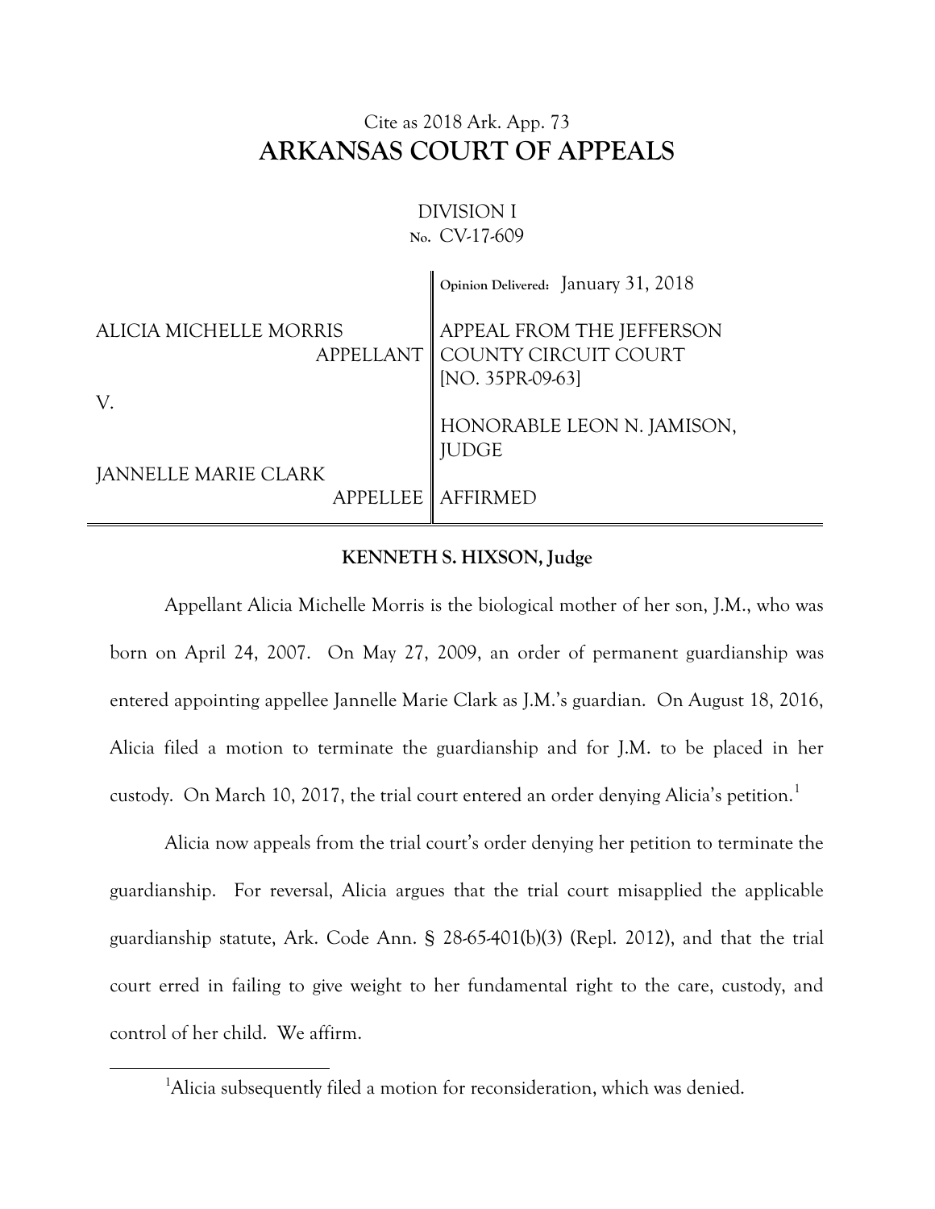Cite as 2018 Ark. App. 73

# ARKANSAS COURT OF APPEALS

DIVISION I
No. CV-17-609

| | |
|---|---|
| | Opinion Delivered: January 31, 2018 |
| ALICIA MICHELLE MORRIS<br>APPELLANT | APPEAL FROM THE JEFFERSON COUNTY CIRCUIT COURT<br>[NO. 35PR-09-63] |
| V. | HONORABLE LEON N. JAMISON, JUDGE |
| JANNELLE MARIE CLARK<br>APPELLEE | AFFIRMED |

**KENNETH S. HIXSON, Judge**

Appellant Alicia Michelle Morris is the biological mother of her son, J.M., who was born on April 24, 2007. On May 27, 2009, an order of permanent guardianship was entered appointing appellee Jannelle Marie Clark as J.M.'s guardian. On August 18, 2016, Alicia filed a motion to terminate the guardianship and for J.M. to be placed in her custody. On March 10, 2017, the trial court entered an order denying Alicia's petition.[1]

Alicia now appeals from the trial court's order denying her petition to terminate the guardianship. For reversal, Alicia argues that the trial court misapplied the applicable guardianship statute, Ark. Code Ann. § 28-65-401(b)(3) (Repl. 2012), and that the trial court erred in failing to give weight to her fundamental right to the care, custody, and control of her child. We affirm.

[1] Alicia subsequently filed a motion for reconsideration, which was denied.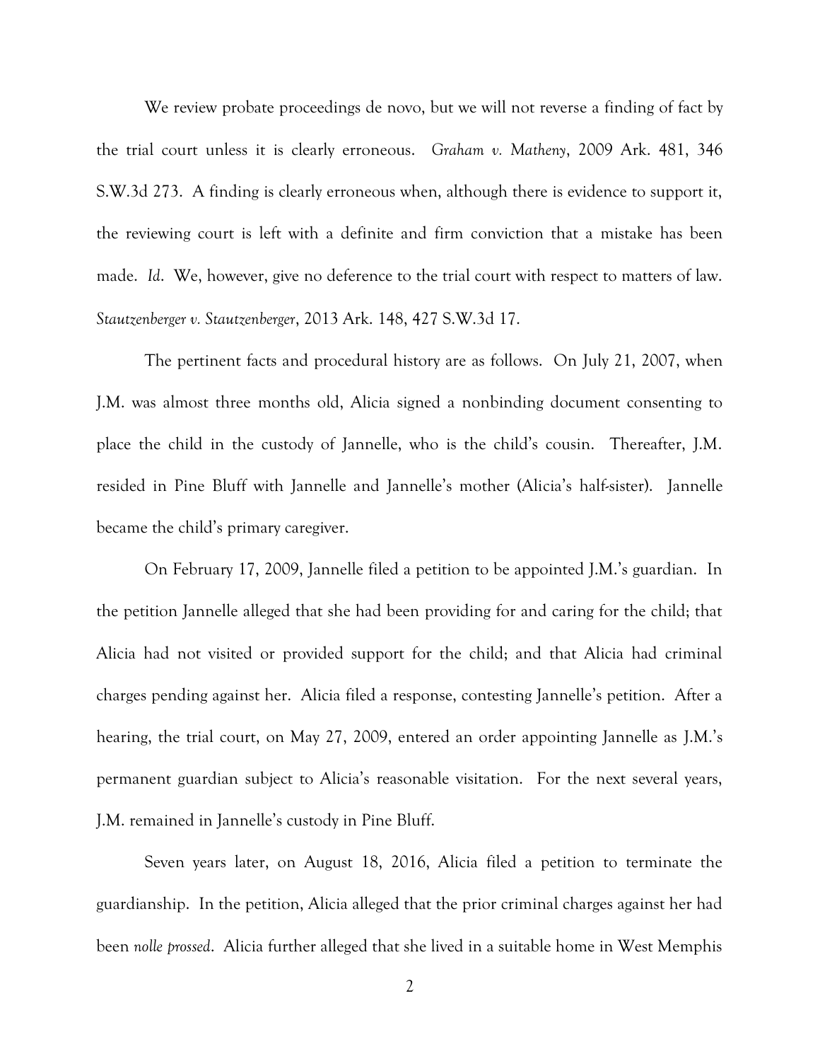We review probate proceedings de novo, but we will not reverse a finding of fact by the trial court unless it is clearly erroneous. *Graham v. Matheny*, 2009 Ark. 481, 346 S.W.3d 273. A finding is clearly erroneous when, although there is evidence to support it, the reviewing court is left with a definite and firm conviction that a mistake has been made. *Id*. We, however, give no deference to the trial court with respect to matters of law. *Stautzenberger v. Stautzenberger*, 2013 Ark. 148, 427 S.W.3d 17.

The pertinent facts and procedural history are as follows. On July 21, 2007, when J.M. was almost three months old, Alicia signed a nonbinding document consenting to place the child in the custody of Jannelle, who is the child's cousin. Thereafter, J.M. resided in Pine Bluff with Jannelle and Jannelle's mother (Alicia's half-sister). Jannelle became the child's primary caregiver.

On February 17, 2009, Jannelle filed a petition to be appointed J.M.'s guardian. In the petition Jannelle alleged that she had been providing for and caring for the child; that Alicia had not visited or provided support for the child; and that Alicia had criminal charges pending against her. Alicia filed a response, contesting Jannelle's petition. After a hearing, the trial court, on May 27, 2009, entered an order appointing Jannelle as J.M.'s permanent guardian subject to Alicia's reasonable visitation. For the next several years, J.M. remained in Jannelle's custody in Pine Bluff.

Seven years later, on August 18, 2016, Alicia filed a petition to terminate the guardianship. In the petition, Alicia alleged that the prior criminal charges against her had been *nolle prossed*. Alicia further alleged that she lived in a suitable home in West Memphis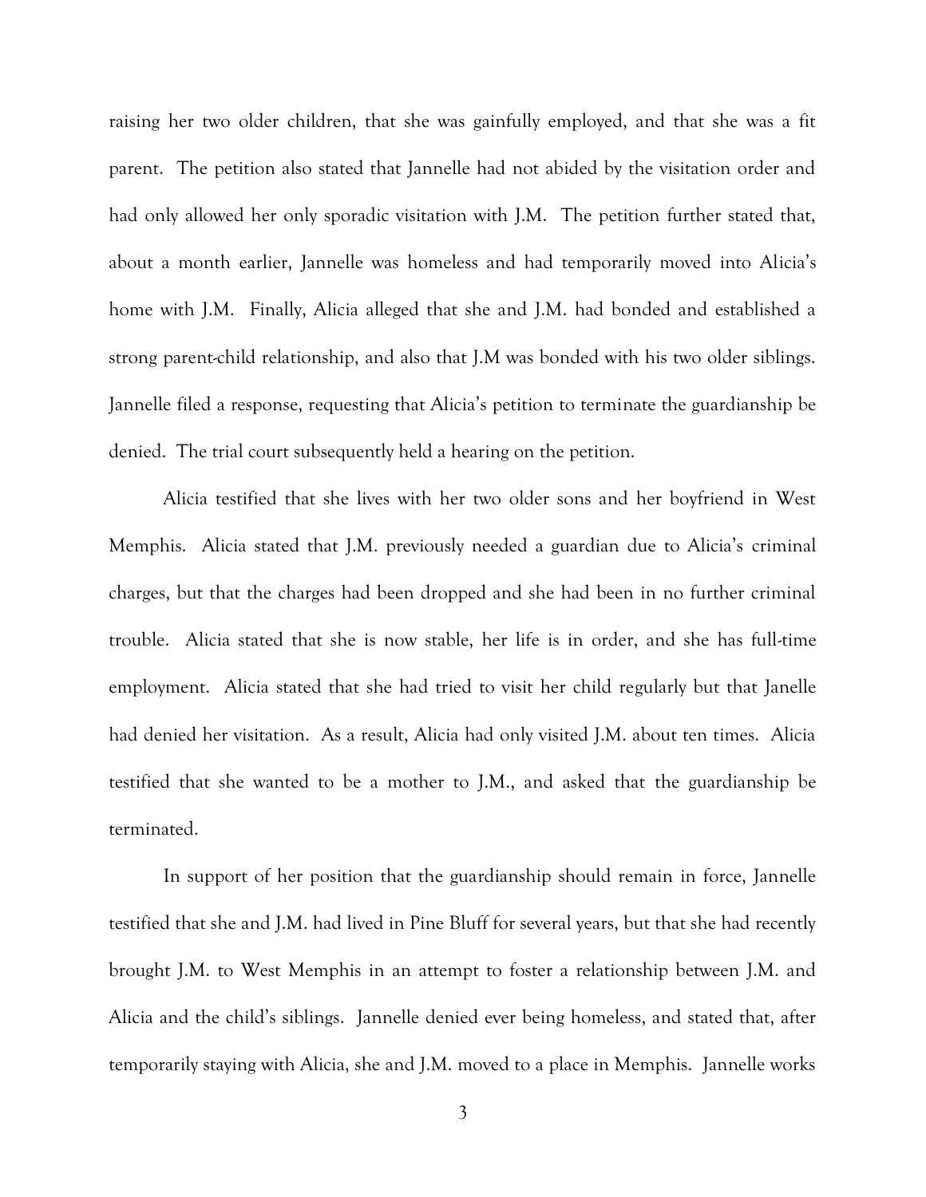raising her two older children, that she was gainfully employed, and that she was a fit parent. The petition also stated that Jannelle had not abided by the visitation order and had only allowed her only sporadic visitation with J.M. The petition further stated that, about a month earlier, Jannelle was homeless and had temporarily moved into Alicia's home with J.M. Finally, Alicia alleged that she and J.M. had bonded and established a strong parent-child relationship, and also that J.M was bonded with his two older siblings. Jannelle filed a response, requesting that Alicia's petition to terminate the guardianship be denied. The trial court subsequently held a hearing on the petition.

Alicia testified that she lives with her two older sons and her boyfriend in West Memphis. Alicia stated that J.M. previously needed a guardian due to Alicia's criminal charges, but that the charges had been dropped and she had been in no further criminal trouble. Alicia stated that she is now stable, her life is in order, and she has full-time employment. Alicia stated that she had tried to visit her child regularly but that Janelle had denied her visitation. As a result, Alicia had only visited J.M. about ten times. Alicia testified that she wanted to be a mother to J.M., and asked that the guardianship be terminated.

In support of her position that the guardianship should remain in force, Jannelle testified that she and J.M. had lived in Pine Bluff for several years, but that she had recently brought J.M. to West Memphis in an attempt to foster a relationship between J.M. and Alicia and the child's siblings. Jannelle denied ever being homeless, and stated that, after temporarily staying with Alicia, she and J.M. moved to a place in Memphis. Jannelle works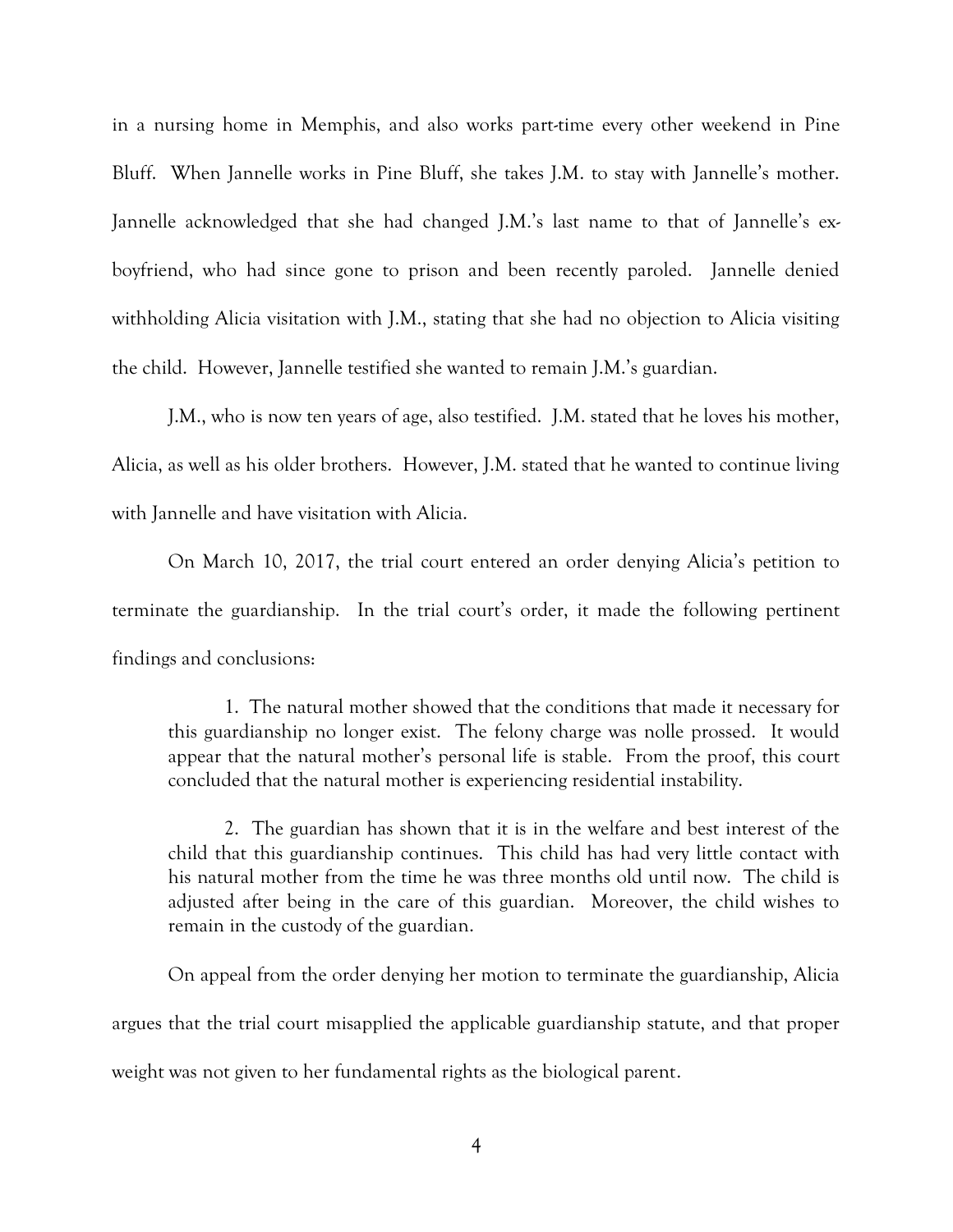in a nursing home in Memphis, and also works part-time every other weekend in Pine Bluff. When Jannelle works in Pine Bluff, she takes J.M. to stay with Jannelle's mother. Jannelle acknowledged that she had changed J.M.'s last name to that of Jannelle's ex-boyfriend, who had since gone to prison and been recently paroled. Jannelle denied withholding Alicia visitation with J.M., stating that she had no objection to Alicia visiting the child. However, Jannelle testified she wanted to remain J.M.'s guardian.

J.M., who is now ten years of age, also testified. J.M. stated that he loves his mother, Alicia, as well as his older brothers. However, J.M. stated that he wanted to continue living with Jannelle and have visitation with Alicia.

On March 10, 2017, the trial court entered an order denying Alicia's petition to terminate the guardianship. In the trial court's order, it made the following pertinent findings and conclusions:

> 1. The natural mother showed that the conditions that made it necessary for this guardianship no longer exist. The felony charge was nolle prossed. It would appear that the natural mother's personal life is stable. From the proof, this court concluded that the natural mother is experiencing residential instability.
>
> 2. The guardian has shown that it is in the welfare and best interest of the child that this guardianship continues. This child has had very little contact with his natural mother from the time he was three months old until now. The child is adjusted after being in the care of this guardian. Moreover, the child wishes to remain in the custody of the guardian.

On appeal from the order denying her motion to terminate the guardianship, Alicia argues that the trial court misapplied the applicable guardianship statute, and that proper weight was not given to her fundamental rights as the biological parent.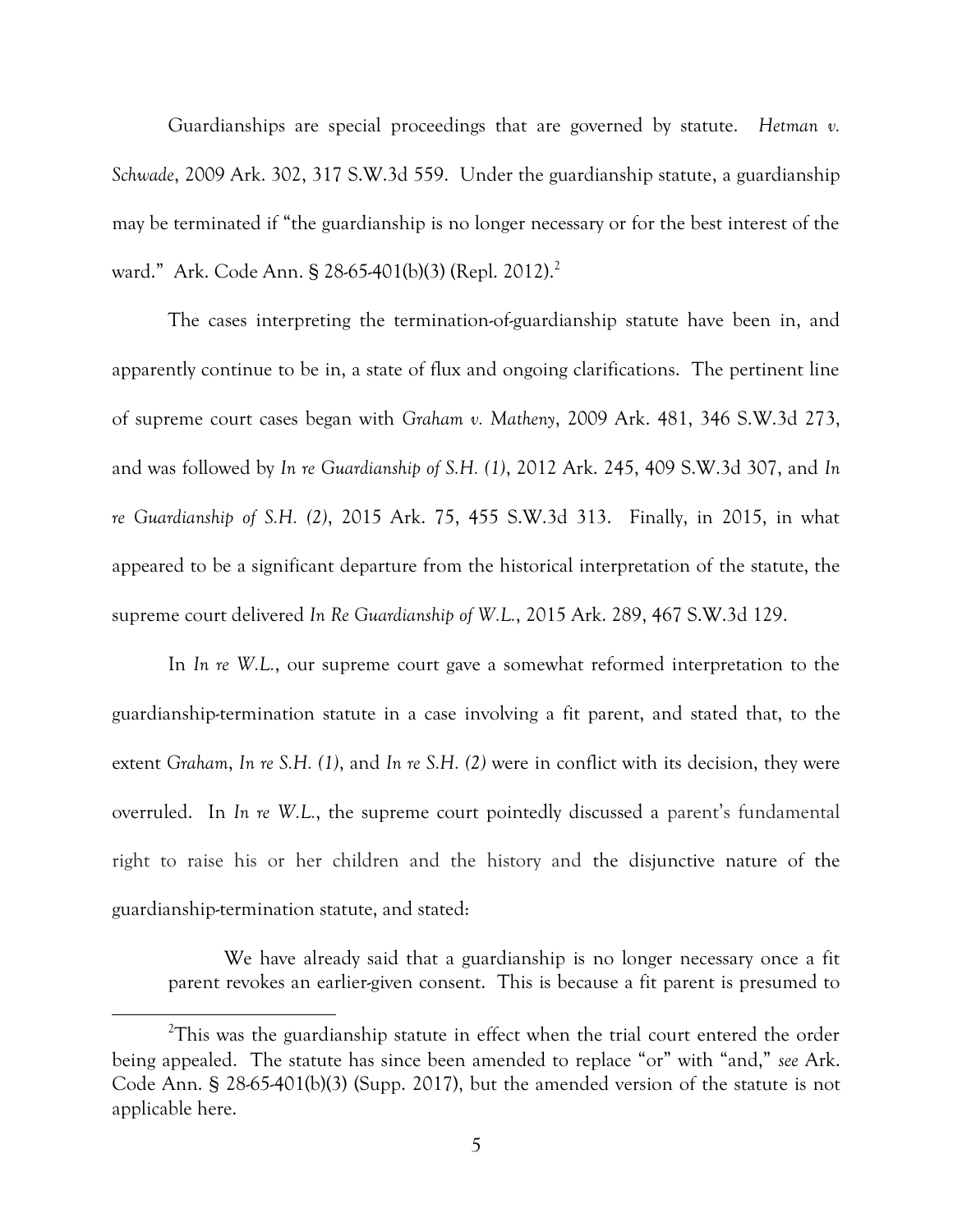Guardianships are special proceedings that are governed by statute. *Hetman v. Schwade*, 2009 Ark. 302, 317 S.W.3d 559. Under the guardianship statute, a guardianship may be terminated if "the guardianship is no longer necessary or for the best interest of the ward." Ark. Code Ann. § 28-65-401(b)(3) (Repl. 2012).[2]

The cases interpreting the termination-of-guardianship statute have been in, and apparently continue to be in, a state of flux and ongoing clarifications. The pertinent line of supreme court cases began with *Graham v. Matheny*, 2009 Ark. 481, 346 S.W.3d 273, and was followed by *In re Guardianship of S.H. (1)*, 2012 Ark. 245, 409 S.W.3d 307, and *In re Guardianship of S.H. (2)*, 2015 Ark. 75, 455 S.W.3d 313. Finally, in 2015, in what appeared to be a significant departure from the historical interpretation of the statute, the supreme court delivered *In Re Guardianship of W.L.*, 2015 Ark. 289, 467 S.W.3d 129.

In *In re W.L.*, our supreme court gave a somewhat reformed interpretation to the guardianship-termination statute in a case involving a fit parent, and stated that, to the extent *Graham*, *In re S.H. (1)*, and *In re S.H. (2)* were in conflict with its decision, they were overruled. In *In re W.L.*, the supreme court pointedly discussed a parent's fundamental right to raise his or her children and the history and the disjunctive nature of the guardianship-termination statute, and stated:

> We have already said that a guardianship is no longer necessary once a fit parent revokes an earlier-given consent. This is because a fit parent is presumed to

[2] This was the guardianship statute in effect when the trial court entered the order being appealed. The statute has since been amended to replace "or" with "and," *see* Ark. Code Ann. § 28-65-401(b)(3) (Supp. 2017), but the amended version of the statute is not applicable here.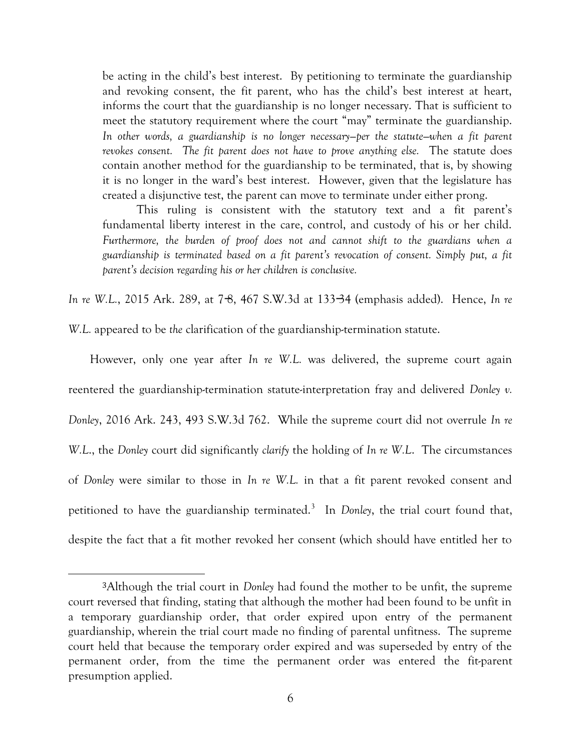> be acting in the child's best interest. By petitioning to terminate the guardianship and revoking consent, the fit parent, who has the child's best interest at heart, informs the court that the guardianship is no longer necessary. That is sufficient to meet the statutory requirement where the court "may" terminate the guardianship. *In other words, a guardianship is no longer necessary—per the statute—when a fit parent revokes consent. The fit parent does not have to prove anything else.* The statute does contain another method for the guardianship to be terminated, that is, by showing it is no longer in the ward's best interest. However, given that the legislature has created a disjunctive test, the parent can move to terminate under either prong.
>
> This ruling is consistent with the statutory text and a fit parent's fundamental liberty interest in the care, control, and custody of his or her child. *Furthermore, the burden of proof does not and cannot shift to the guardians when a guardianship is terminated based on a fit parent's revocation of consent. Simply put, a fit parent's decision regarding his or her children is conclusive.*

*In re W.L.*, 2015 Ark. 289, at 7–8, 467 S.W.3d at 133–34 (emphasis added). Hence, *In re W.L.* appeared to be *the* clarification of the guardianship-termination statute.

However, only one year after *In re W.L.* was delivered, the supreme court again reentered the guardianship-termination statute-interpretation fray and delivered *Donley v. Donley*, 2016 Ark. 243, 493 S.W.3d 762. While the supreme court did not overrule *In re W.L.*, the *Donley* court did significantly *clarify* the holding of *In re W.L.* The circumstances of *Donley* were similar to those in *In re W.L.* in that a fit parent revoked consent and petitioned to have the guardianship terminated.[3] In *Donley*, the trial court found that, despite the fact that a fit mother revoked her consent (which should have entitled her to

[3]Although the trial court in *Donley* had found the mother to be unfit, the supreme court reversed that finding, stating that although the mother had been found to be unfit in a temporary guardianship order, that order expired upon entry of the permanent guardianship, wherein the trial court made no finding of parental unfitness. The supreme court held that because the temporary order expired and was superseded by entry of the permanent order, from the time the permanent order was entered the fit-parent presumption applied.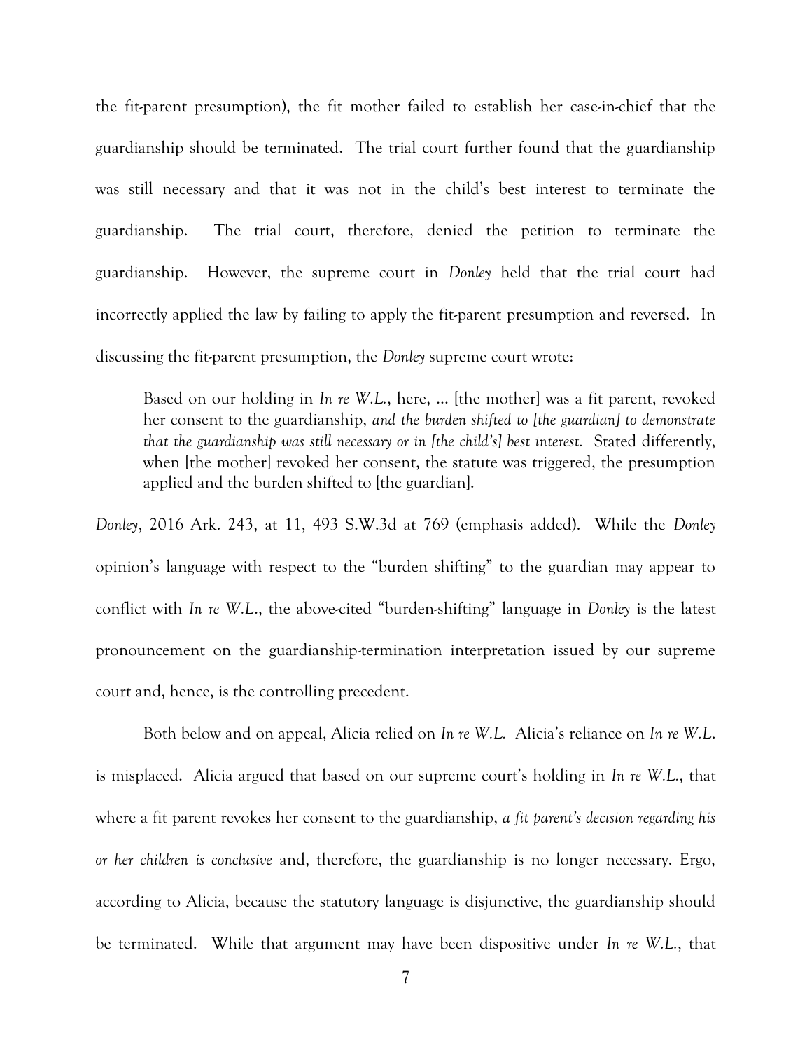the fit-parent presumption), the fit mother failed to establish her case-in-chief that the guardianship should be terminated. The trial court further found that the guardianship was still necessary and that it was not in the child's best interest to terminate the guardianship. The trial court, therefore, denied the petition to terminate the guardianship. However, the supreme court in *Donley* held that the trial court had incorrectly applied the law by failing to apply the fit-parent presumption and reversed. In discussing the fit-parent presumption, the *Donley* supreme court wrote:

> Based on our holding in *In re W.L.*, here, ... [the mother] was a fit parent, revoked her consent to the guardianship, *and the burden shifted to [the guardian] to demonstrate that the guardianship was still necessary or in [the child's] best interest.* Stated differently, when [the mother] revoked her consent, the statute was triggered, the presumption applied and the burden shifted to [the guardian].

*Donley*, 2016 Ark. 243, at 11, 493 S.W.3d at 769 (emphasis added). While the *Donley* opinion's language with respect to the "burden shifting" to the guardian may appear to conflict with *In re W.L.*, the above-cited "burden-shifting" language in *Donley* is the latest pronouncement on the guardianship-termination interpretation issued by our supreme court and, hence, is the controlling precedent.

Both below and on appeal, Alicia relied on *In re W.L.* Alicia's reliance on *In re W.L.* is misplaced. Alicia argued that based on our supreme court's holding in *In re W.L.*, that where a fit parent revokes her consent to the guardianship, *a fit parent's decision regarding his or her children is conclusive* and, therefore, the guardianship is no longer necessary. Ergo, according to Alicia, because the statutory language is disjunctive, the guardianship should be terminated. While that argument may have been dispositive under *In re W.L.*, that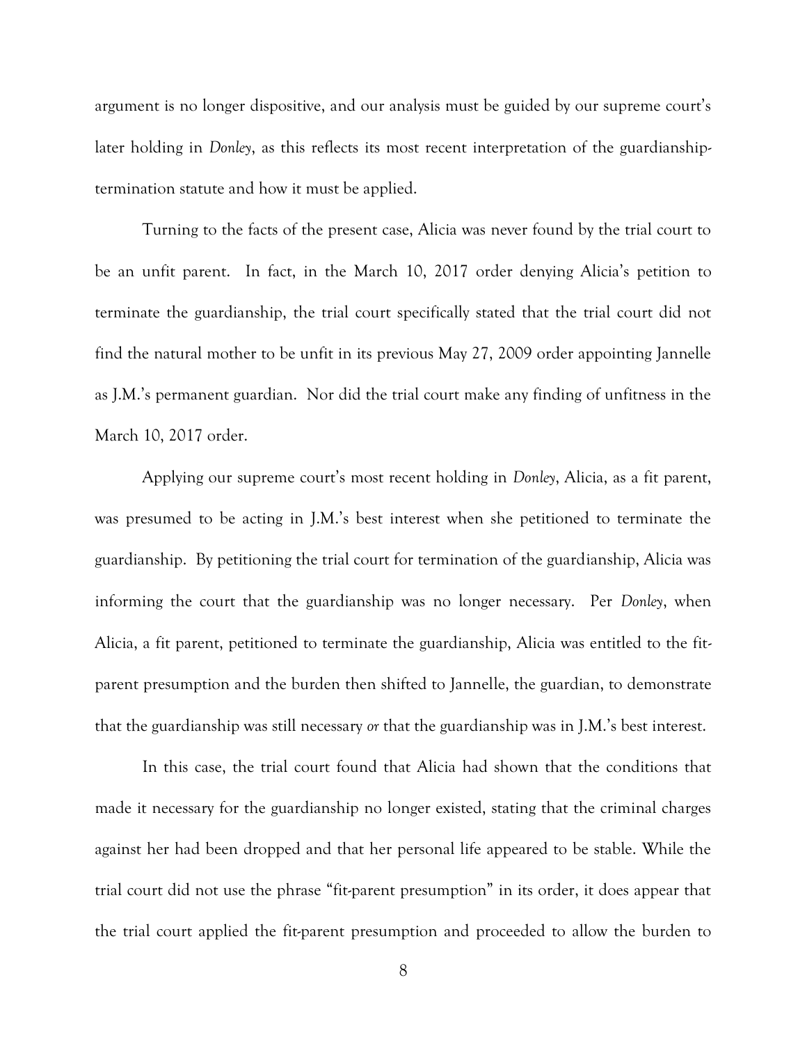argument is no longer dispositive, and our analysis must be guided by our supreme court's later holding in *Donley*, as this reflects its most recent interpretation of the guardianship-termination statute and how it must be applied.

Turning to the facts of the present case, Alicia was never found by the trial court to be an unfit parent. In fact, in the March 10, 2017 order denying Alicia's petition to terminate the guardianship, the trial court specifically stated that the trial court did not find the natural mother to be unfit in its previous May 27, 2009 order appointing Jannelle as J.M.'s permanent guardian. Nor did the trial court make any finding of unfitness in the March 10, 2017 order.

Applying our supreme court's most recent holding in *Donley*, Alicia, as a fit parent, was presumed to be acting in J.M.'s best interest when she petitioned to terminate the guardianship. By petitioning the trial court for termination of the guardianship, Alicia was informing the court that the guardianship was no longer necessary. Per *Donley*, when Alicia, a fit parent, petitioned to terminate the guardianship, Alicia was entitled to the fit-parent presumption and the burden then shifted to Jannelle, the guardian, to demonstrate that the guardianship was still necessary *or* that the guardianship was in J.M.'s best interest.

In this case, the trial court found that Alicia had shown that the conditions that made it necessary for the guardianship no longer existed, stating that the criminal charges against her had been dropped and that her personal life appeared to be stable. While the trial court did not use the phrase "fit-parent presumption" in its order, it does appear that the trial court applied the fit-parent presumption and proceeded to allow the burden to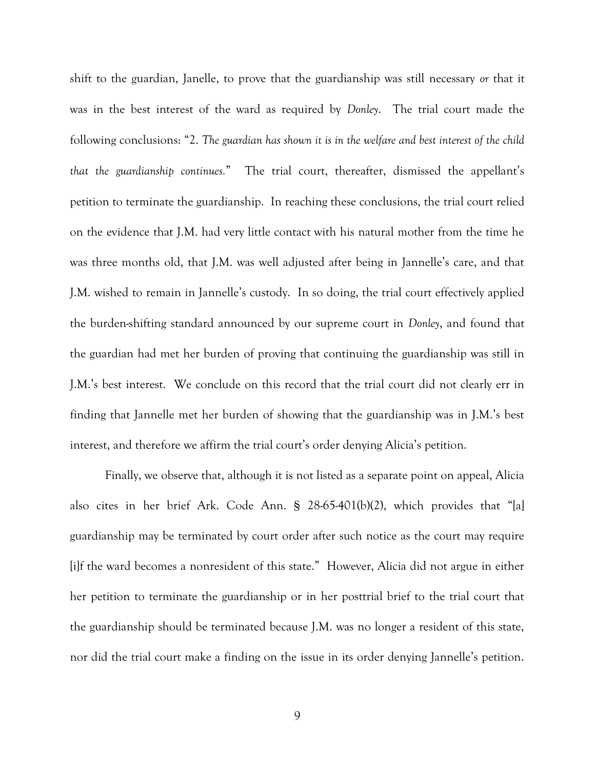shift to the guardian, Janelle, to prove that the guardianship was still necessary *or* that it was in the best interest of the ward as required by *Donley*. The trial court made the following conclusions: "2. *The guardian has shown it is in the welfare and best interest of the child that the guardianship continues*." The trial court, thereafter, dismissed the appellant's petition to terminate the guardianship. In reaching these conclusions, the trial court relied on the evidence that J.M. had very little contact with his natural mother from the time he was three months old, that J.M. was well adjusted after being in Jannelle's care, and that J.M. wished to remain in Jannelle's custody. In so doing, the trial court effectively applied the burden-shifting standard announced by our supreme court in *Donley*, and found that the guardian had met her burden of proving that continuing the guardianship was still in J.M.'s best interest. We conclude on this record that the trial court did not clearly err in finding that Jannelle met her burden of showing that the guardianship was in J.M.'s best interest, and therefore we affirm the trial court's order denying Alicia's petition.

Finally, we observe that, although it is not listed as a separate point on appeal, Alicia also cites in her brief Ark. Code Ann. § 28-65-401(b)(2), which provides that "[a] guardianship may be terminated by court order after such notice as the court may require [i]f the ward becomes a nonresident of this state." However, Alicia did not argue in either her petition to terminate the guardianship or in her posttrial brief to the trial court that the guardianship should be terminated because J.M. was no longer a resident of this state, nor did the trial court make a finding on the issue in its order denying Jannelle's petition.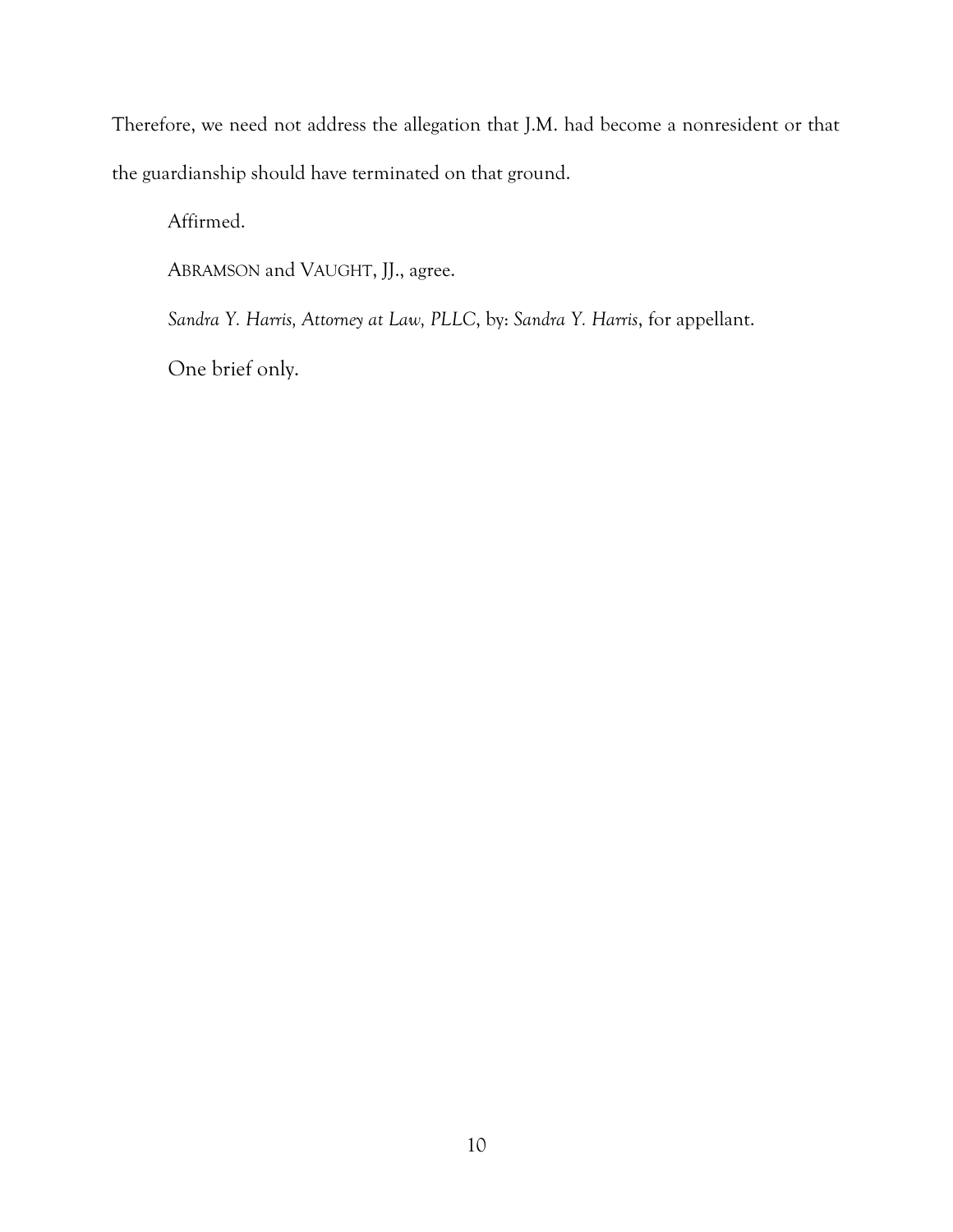Therefore, we need not address the allegation that J.M. had become a nonresident or that the guardianship should have terminated on that ground.

Affirmed.

ABRAMSON and VAUGHT, JJ., agree.

*Sandra Y. Harris, Attorney at Law, PLLC*, by: *Sandra Y. Harris*, for appellant.

One brief only.